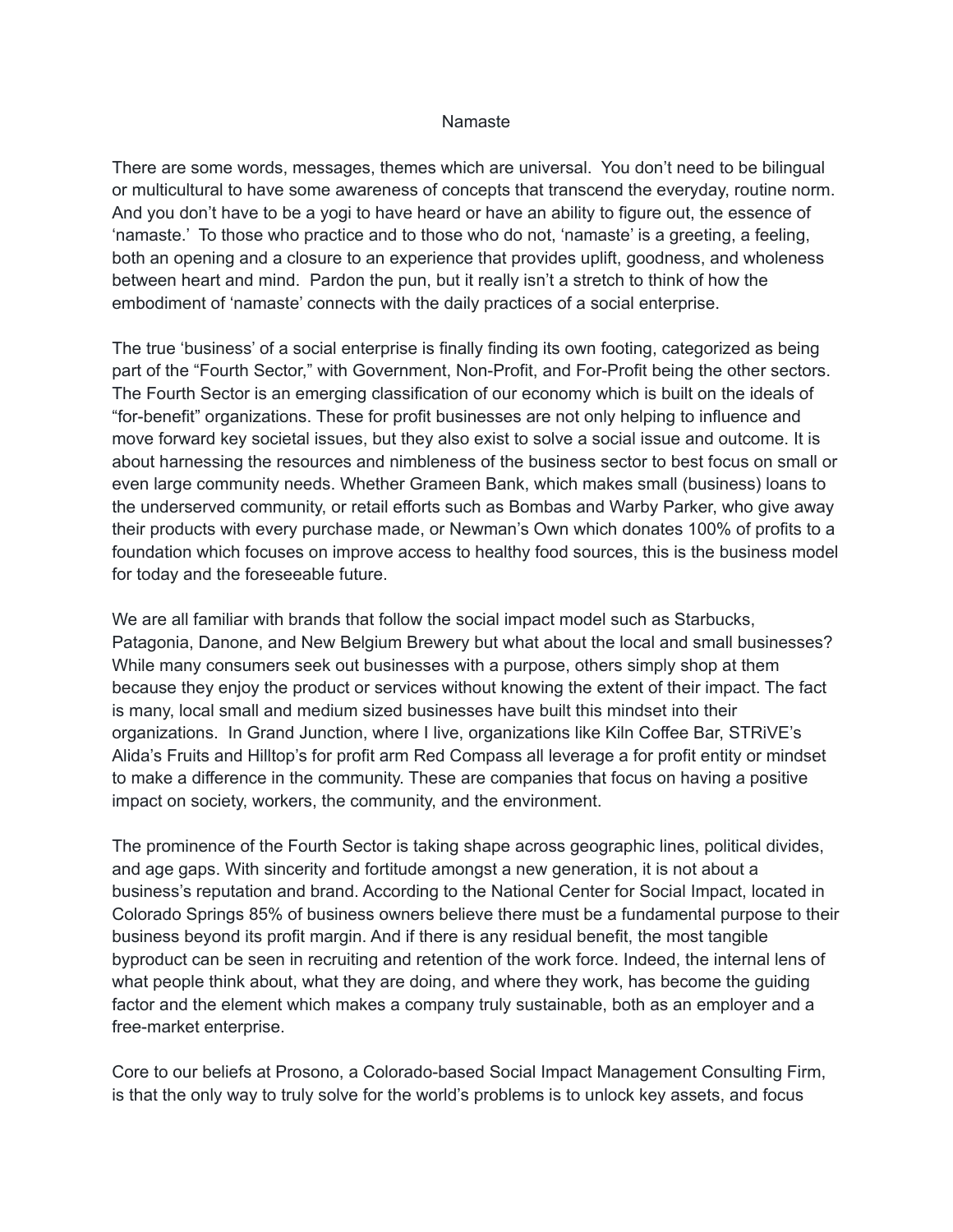# Namaste

There are some words, messages, themes which are universal. You don't need to be bilingual or multicultural to have some awareness of concepts that transcend the everyday, routine norm. And you don't have to be a yogi to have heard or have an ability to figure out, the essence of 'namaste.' To those who practice and to those who do not, 'namaste' is a greeting, a feeling, both an opening and a closure to an experience that provides uplift, goodness, and wholeness between heart and mind. Pardon the pun, but it really isn't a stretch to think of how the embodiment of 'namaste' connects with the daily practices of a social enterprise.

The true 'business' of a social enterprise is finally finding its own footing, categorized as being part of the "Fourth Sector," with Government, Non-Profit, and For-Profit being the other sectors. The Fourth Sector is an emerging classification of our economy which is built on the ideals of "for-benefit" organizations. These for profit businesses are not only helping to influence and move forward key societal issues, but they also exist to solve a social issue and outcome. It is about harnessing the resources and nimbleness of the business sector to best focus on small or even large community needs. Whether Grameen Bank, which makes small (business) loans to the underserved community, or retail efforts such as Bombas and Warby Parker, who give away their products with every purchase made, or Newman's Own which donates 100% of profits to a foundation which focuses on improve access to healthy food sources, this is the business model for today and the foreseeable future.

We are all familiar with brands that follow the social impact model such as Starbucks, Patagonia, Danone, and New Belgium Brewery but what about the local and small businesses? While many consumers seek out businesses with a purpose, others simply shop at them because they enjoy the product or services without knowing the extent of their impact. The fact is many, local small and medium sized businesses have built this mindset into their organizations. In Grand Junction, where I live, organizations like Kiln Coffee Bar, STRiVE's Alida's Fruits and Hilltop's for profit arm Red Compass all leverage a for profit entity or mindset to make a difference in the community. These are companies that focus on having a positive impact on society, workers, the community, and the environment.

The prominence of the Fourth Sector is taking shape across geographic lines, political divides, and age gaps. With sincerity and fortitude amongst a new generation, it is not about a business's reputation and brand. According to the National Center for Social Impact, located in Colorado Springs 85% of business owners believe there must be a fundamental purpose to their business beyond its profit margin. And if there is any residual benefit, the most tangible byproduct can be seen in recruiting and retention of the work force. Indeed, the internal lens of what people think about, what they are doing, and where they work, has become the guiding factor and the element which makes a company truly sustainable, both as an employer and a free-market enterprise.

Core to our beliefs at Prosono, a Colorado-based Social Impact Management Consulting Firm, is that the only way to truly solve for the world's problems is to unlock key assets, and focus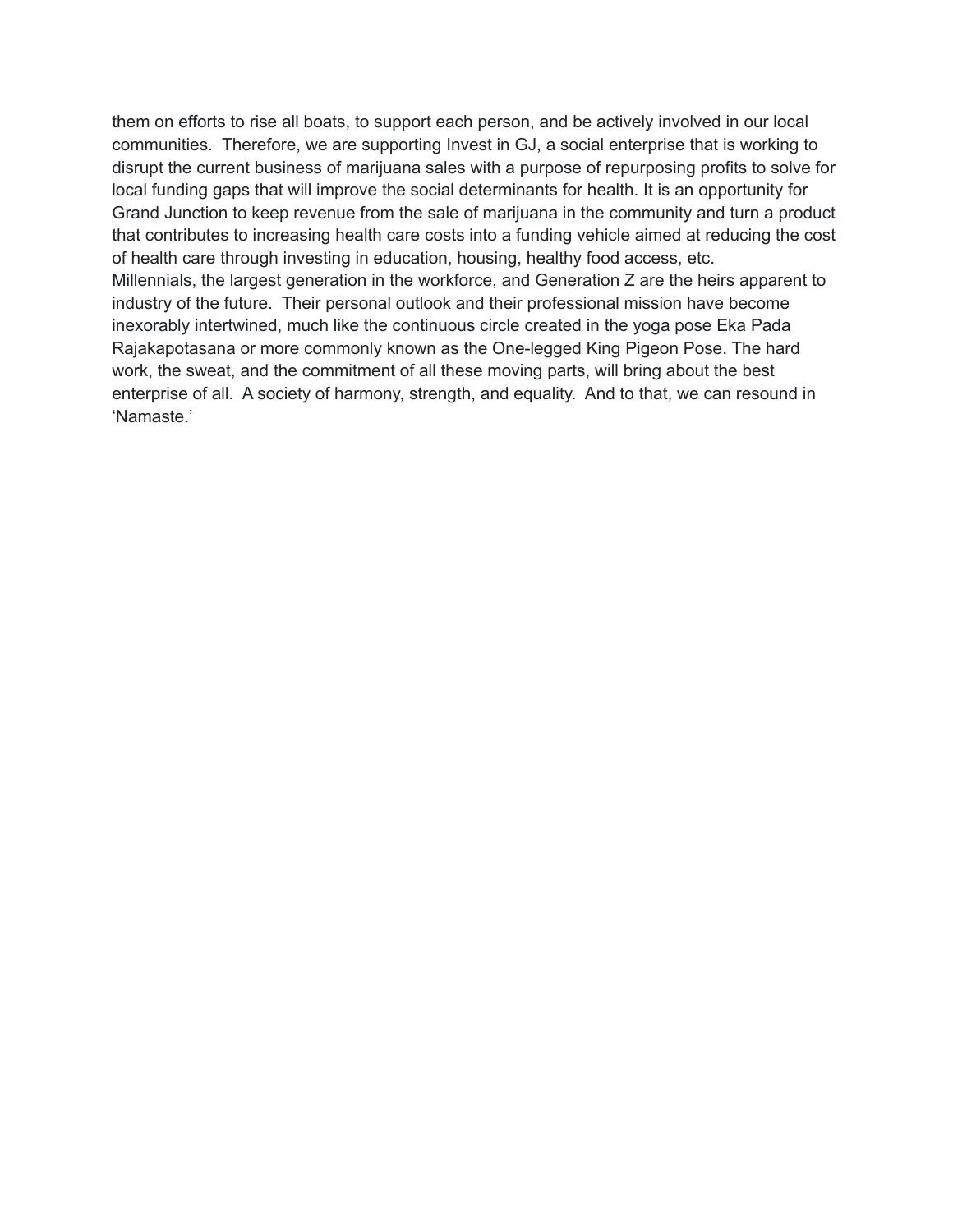them on efforts to rise all boats, to support each person, and be actively involved in our local communities. Therefore, we are supporting Invest in GJ, a social enterprise that is working to disrupt the current business of marijuana sales with a purpose of repurposing profits to solve for local funding gaps that will improve the social determinants for health. It is an opportunity for Grand Junction to keep revenue from the sale of marijuana in the community and turn a product that contributes to increasing health care costs into a funding vehicle aimed at reducing the cost of health care through investing in education, housing, healthy food access, etc.

Millennials, the largest generation in the workforce, and Generation Z are the heirs apparent to industry of the future. Their personal outlook and their professional mission have become inexorably intertwined, much like the continuous circle created in the yoga pose Eka Pada Rajakapotasana or more commonly known as the One-legged King Pigeon Pose. The hard work, the sweat, and the commitment of all these moving parts, will bring about the best enterprise of all. A society of harmony, strength, and equality. And to that, we can resound in 'Namaste.'